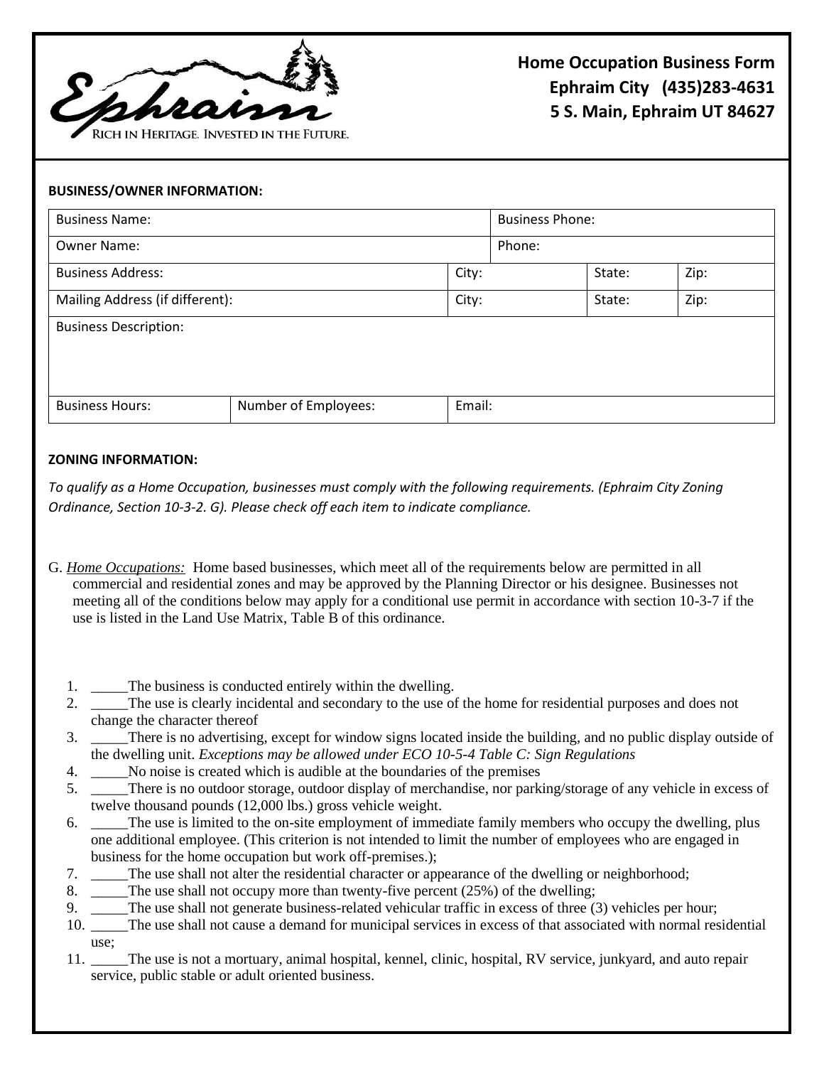Ephraim

RICH IN HERITAGE. INVESTED IN THE FUTURE.

**Home Occupation Business Form**
**Ephraim City (435)283-4631**
**5 S. Main, Ephraim UT 84627**

**BUSINESS/OWNER INFORMATION:**

| Business Name: | | | Business Phone: | | |
|---|---|---|---|---|---|
| Owner Name: | | | Phone: | | |
| Business Address: | | City: | | State: | Zip: |
| Mailing Address (if different): | | City: | | State: | Zip: |
| Business Description: | | | | | |
| Business Hours: | Number of Employees: | Email: | | | |

**ZONING INFORMATION:**

*To qualify as a Home Occupation, businesses must comply with the following requirements. (Ephraim City Zoning Ordinance, Section 10-3-2. G). Please check off each item to indicate compliance.*

G. *Home Occupations:* Home based businesses, which meet all of the requirements below are permitted in all commercial and residential zones and may be approved by the Planning Director or his designee. Businesses not meeting all of the conditions below may apply for a conditional use permit in accordance with section 10-3-7 if the use is listed in the Land Use Matrix, Table B of this ordinance.

1. _____The business is conducted entirely within the dwelling.
2. _____The use is clearly incidental and secondary to the use of the home for residential purposes and does not change the character thereof
3. _____There is no advertising, except for window signs located inside the building, and no public display outside of the dwelling unit. *Exceptions may be allowed under ECO 10-5-4 Table C: Sign Regulations*
4. _____No noise is created which is audible at the boundaries of the premises
5. _____There is no outdoor storage, outdoor display of merchandise, nor parking/storage of any vehicle in excess of twelve thousand pounds (12,000 lbs.) gross vehicle weight.
6. _____The use is limited to the on-site employment of immediate family members who occupy the dwelling, plus one additional employee. (This criterion is not intended to limit the number of employees who are engaged in business for the home occupation but work off-premises.);
7. _____The use shall not alter the residential character or appearance of the dwelling or neighborhood;
8. _____The use shall not occupy more than twenty-five percent (25%) of the dwelling;
9. _____The use shall not generate business-related vehicular traffic in excess of three (3) vehicles per hour;
10. _____The use shall not cause a demand for municipal services in excess of that associated with normal residential use;
11. _____The use is not a mortuary, animal hospital, kennel, clinic, hospital, RV service, junkyard, and auto repair service, public stable or adult oriented business.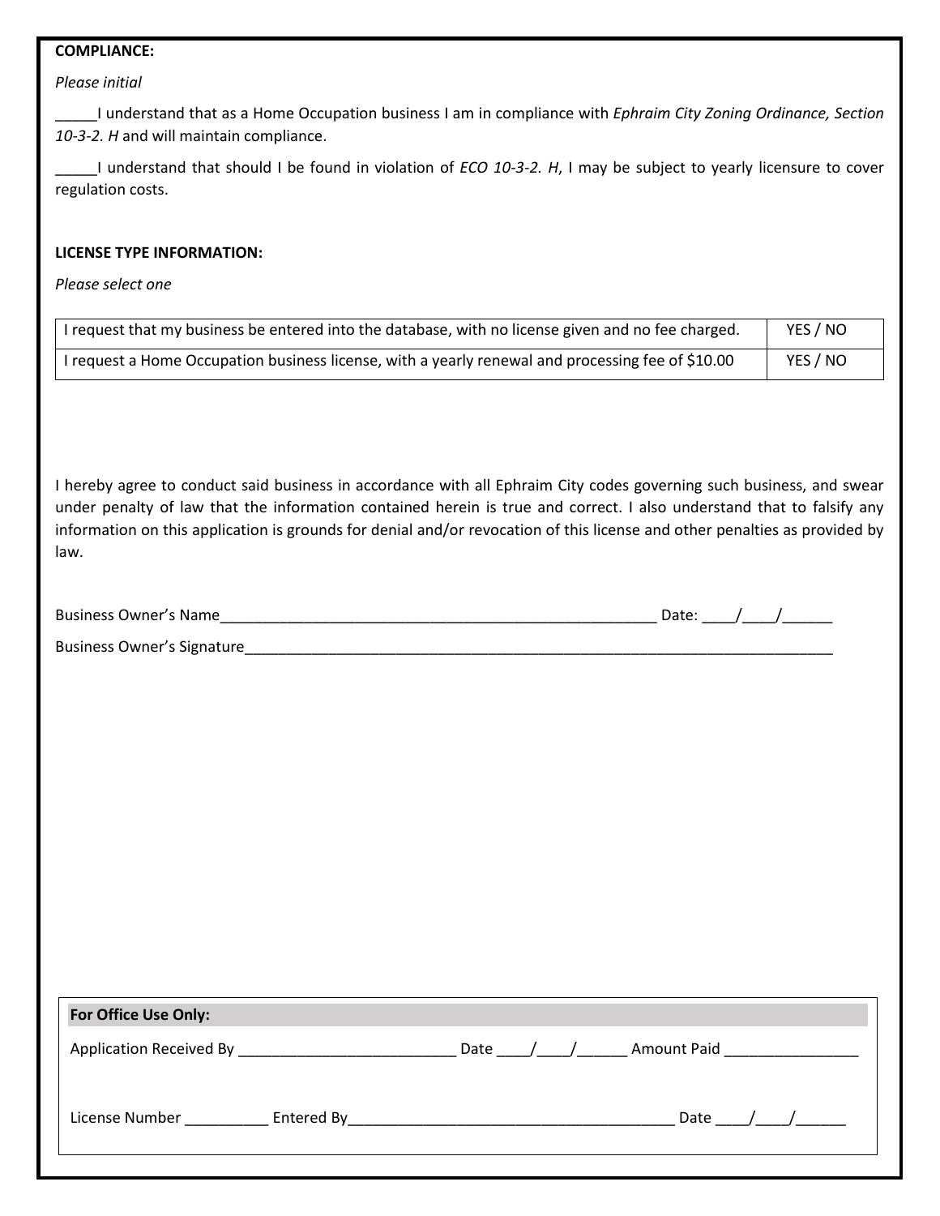**COMPLIANCE:**

*Please initial*

_____I understand that as a Home Occupation business I am in compliance with *Ephraim City Zoning Ordinance, Section 10-3-2. H* and will maintain compliance.

_____I understand that should I be found in violation of *ECO 10-3-2. H*, I may be subject to yearly licensure to cover regulation costs.

**LICENSE TYPE INFORMATION:**

*Please select one*

| | |
|---|---|
| I request that my business be entered into the database, with no license given and no fee charged. | YES / NO |
| I request a Home Occupation business license, with a yearly renewal and processing fee of $10.00 | YES / NO |

I hereby agree to conduct said business in accordance with all Ephraim City codes governing such business, and swear under penalty of law that the information contained herein is true and correct. I also understand that to falsify any information on this application is grounds for denial and/or revocation of this license and other penalties as provided by law.

Business Owner's Name_______________________________________________________ Date: ____/____/______

Business Owner's Signature____________________________________________________________________________

**For Office Use Only:**

Application Received By __________________________ Date ____/____/______ Amount Paid ________________

License Number __________ Entered By_______________________________________ Date ____/____/______